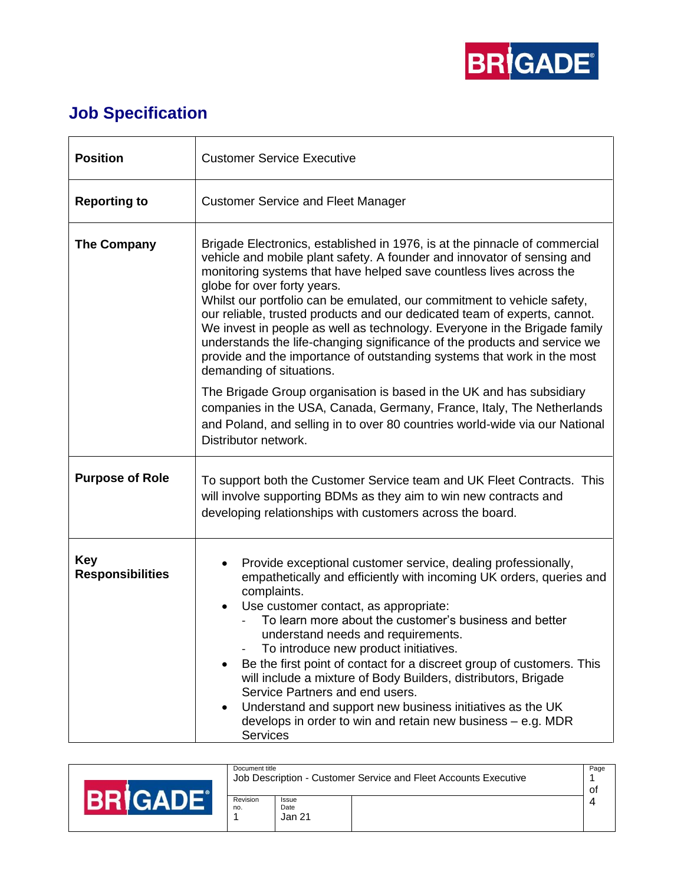# Job Specification

| | |
|---|---|
| **Position** | Customer Service Executive |
| **Reporting to** | Customer Service and Fleet Manager |
| **The Company** | Brigade Electronics, established in 1976, is at the pinnacle of commercial vehicle and mobile plant safety. A founder and innovator of sensing and monitoring systems that have helped save countless lives across the globe for over forty years.<br>Whilst our portfolio can be emulated, our commitment to vehicle safety, our reliable, trusted products and our dedicated team of experts, cannot. We invest in people as well as technology. Everyone in the Brigade family understands the life-changing significance of the products and service we provide and the importance of outstanding systems that work in the most demanding of situations.<br><br>The Brigade Group organisation is based in the UK and has subsidiary companies in the USA, Canada, Germany, France, Italy, The Netherlands and Poland, and selling in to over 80 countries world-wide via our National Distributor network. |
| **Purpose of Role** | To support both the Customer Service team and UK Fleet Contracts. This will involve supporting BDMs as they aim to win new contracts and developing relationships with customers across the board. |
| **Key Responsibilities** | • Provide exceptional customer service, dealing professionally, empathetically and efficiently with incoming UK orders, queries and complaints.<br>• Use customer contact, as appropriate:<br>&nbsp;&nbsp;- To learn more about the customer's business and better understand needs and requirements.<br>&nbsp;&nbsp;- To introduce new product initiatives.<br>• Be the first point of contact for a discreet group of customers. This will include a mixture of Body Builders, distributors, Brigade Service Partners and end users.<br>• Understand and support new business initiatives as the UK develops in order to win and retain new business – e.g. MDR Services |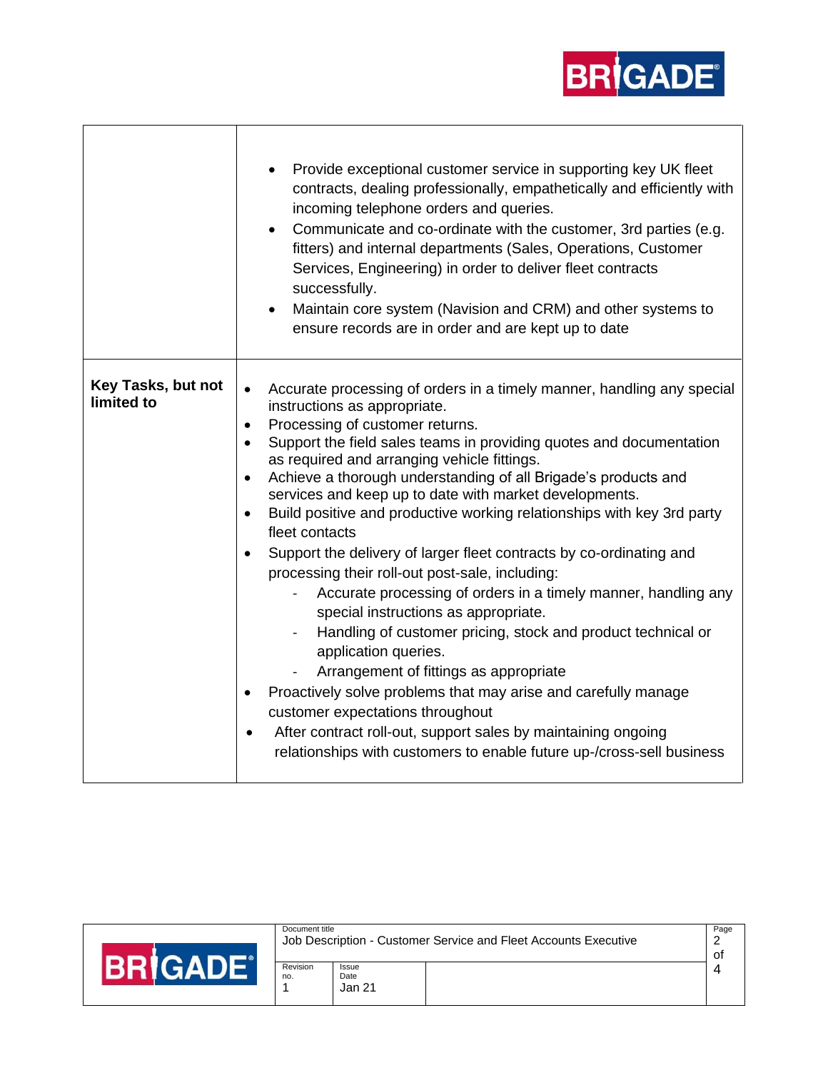| | |
|---|---|
| | • Provide exceptional customer service in supporting key UK fleet contracts, dealing professionally, empathetically and efficiently with incoming telephone orders and queries.<br>• Communicate and co-ordinate with the customer, 3rd parties (e.g. fitters) and internal departments (Sales, Operations, Customer Services, Engineering) in order to deliver fleet contracts successfully.<br>• Maintain core system (Navision and CRM) and other systems to ensure records are in order and are kept up to date |
| **Key Tasks, but not limited to** | • Accurate processing of orders in a timely manner, handling any special instructions as appropriate.<br>• Processing of customer returns.<br>• Support the field sales teams in providing quotes and documentation as required and arranging vehicle fittings.<br>• Achieve a thorough understanding of all Brigade's products and services and keep up to date with market developments.<br>• Build positive and productive working relationships with key 3rd party fleet contacts<br>• Support the delivery of larger fleet contracts by co-ordinating and processing their roll-out post-sale, including:<br>&nbsp;&nbsp;&nbsp;&nbsp;- Accurate processing of orders in a timely manner, handling any special instructions as appropriate.<br>&nbsp;&nbsp;&nbsp;&nbsp;- Handling of customer pricing, stock and product technical or application queries.<br>&nbsp;&nbsp;&nbsp;&nbsp;- Arrangement of fittings as appropriate<br>• Proactively solve problems that may arise and carefully manage customer expectations throughout<br>• After contract roll-out, support sales by maintaining ongoing relationships with customers to enable future up-/cross-sell business |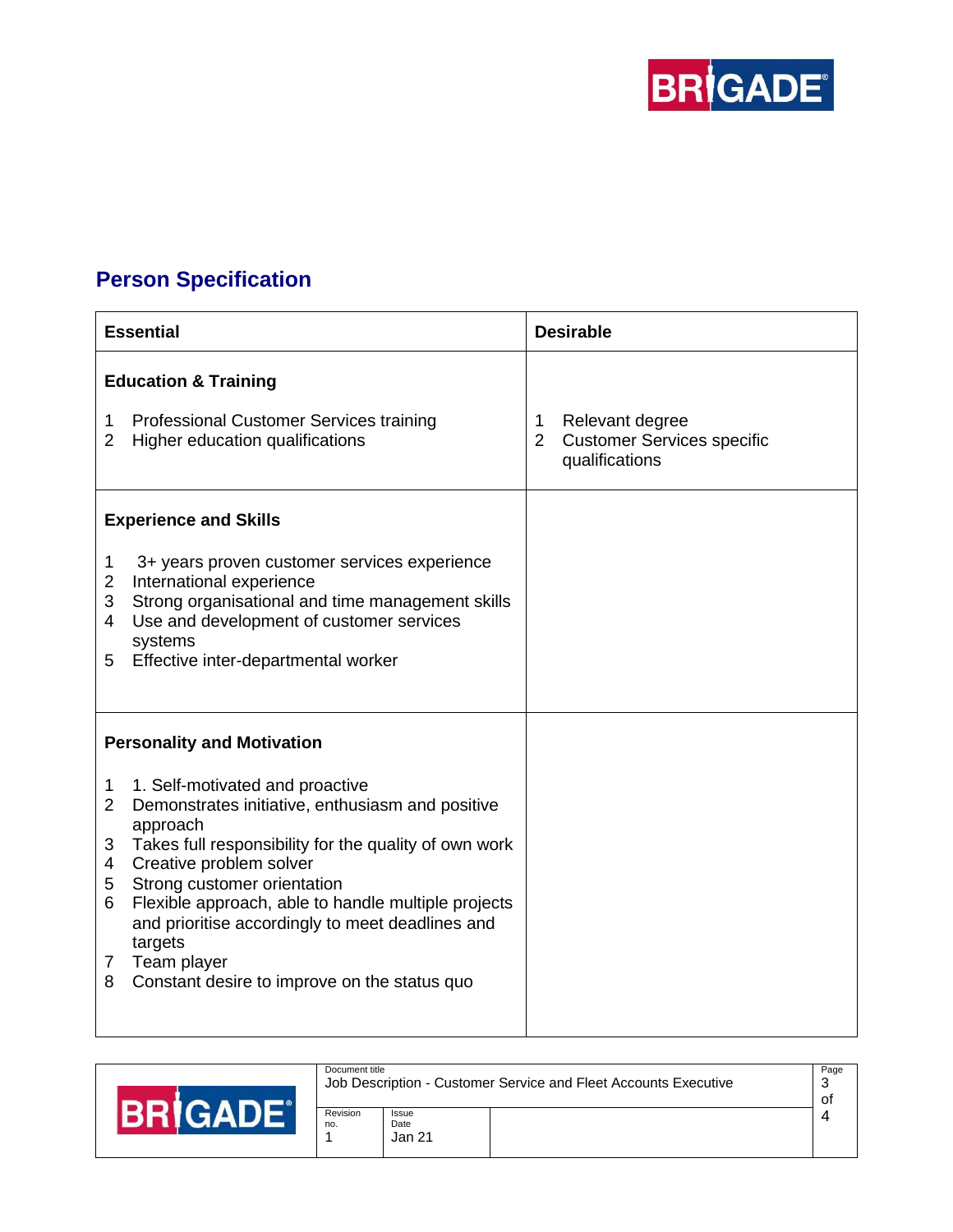## Person Specification

| Essential | Desirable |
| --- | --- |
| **Education & Training**<br><br>1 Professional Customer Services training<br>2 Higher education qualifications | 1 Relevant degree<br>2 Customer Services specific qualifications |
| **Experience and Skills**<br><br>1 3+ years proven customer services experience<br>2 International experience<br>3 Strong organisational and time management skills<br>4 Use and development of customer services systems<br>5 Effective inter-departmental worker | |
| **Personality and Motivation**<br><br>1 1. Self-motivated and proactive<br>2 Demonstrates initiative, enthusiasm and positive approach<br>3 Takes full responsibility for the quality of own work<br>4 Creative problem solver<br>5 Strong customer orientation<br>6 Flexible approach, able to handle multiple projects and prioritise accordingly to meet deadlines and targets<br>7 Team player<br>8 Constant desire to improve on the status quo | |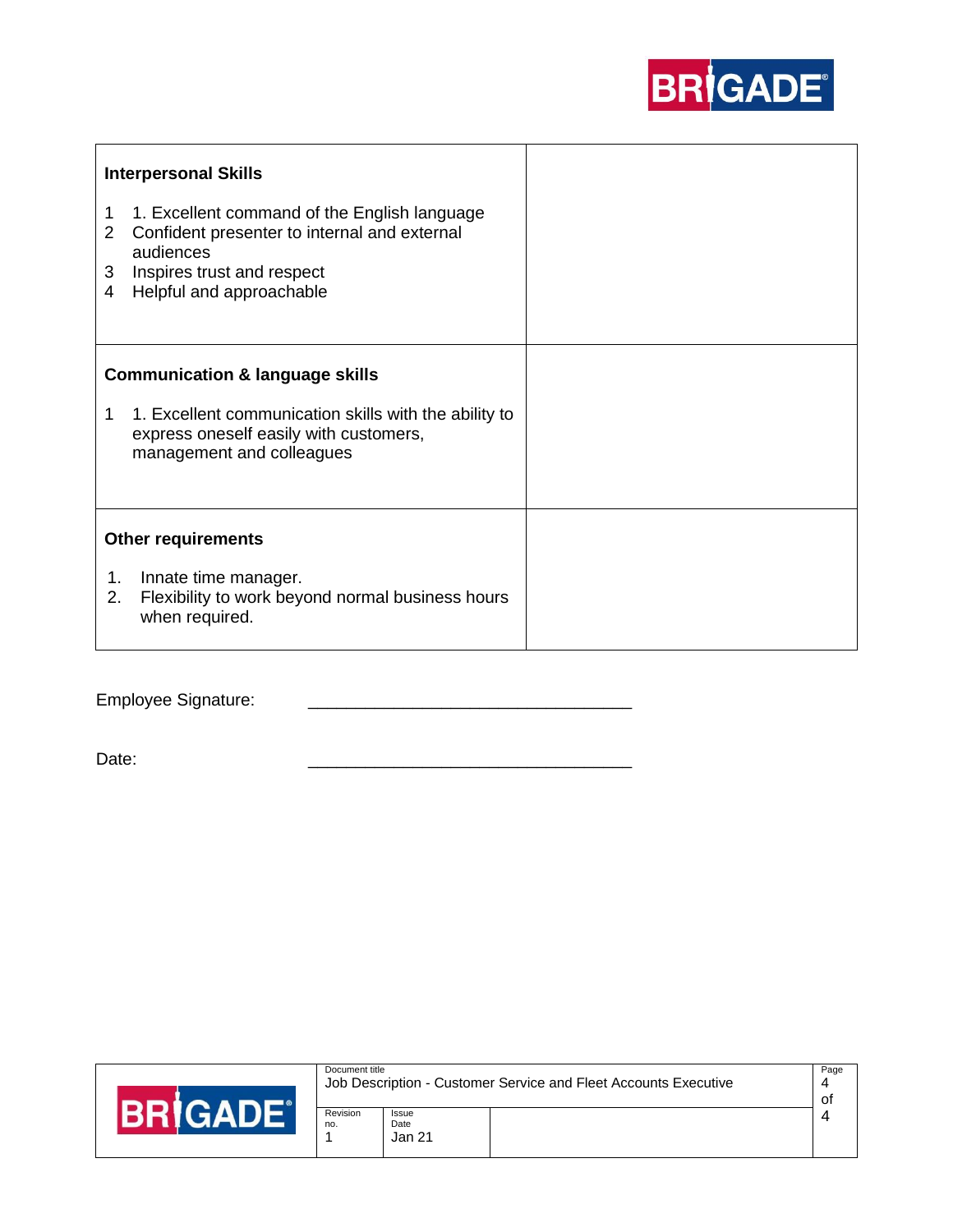| | |
|---|---|
| **Interpersonal Skills**<br><br>1 1. Excellent command of the English language<br>2 Confident presenter to internal and external audiences<br>3 Inspires trust and respect<br>4 Helpful and approachable | |
| **Communication & language skills**<br><br>1 1. Excellent communication skills with the ability to express oneself easily with customers, management and colleagues | |
| **Other requirements**<br><br>1. Innate time manager.<br>2. Flexibility to work beyond normal business hours when required. | |

Employee Signature: ________________________________

Date: ________________________________